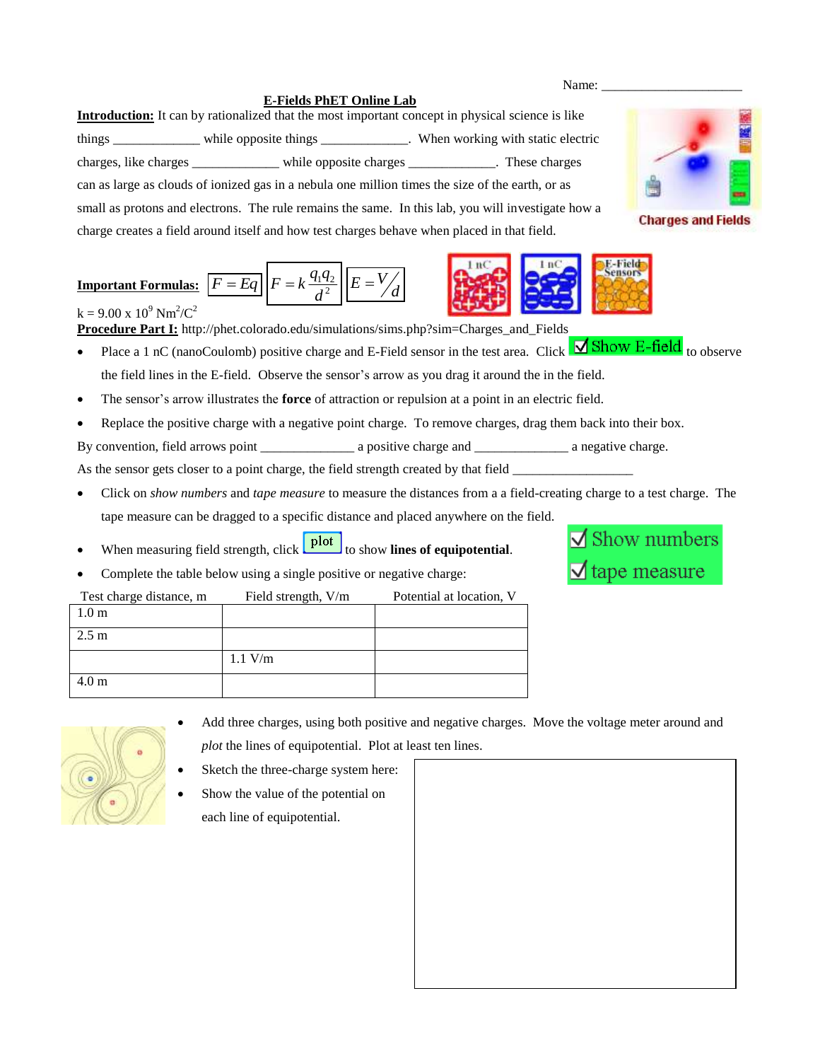Name: ____________________

# E-Fields PhET Online Lab

**Introduction:** It can by rationalized that the most important concept in physical science is like things ____________ while opposite things ____________. When working with static electric charges, like charges ____________ while opposite charges ____________. These charges can as large as clouds of ionized gas in a nebula one million times the size of the earth, or as small as protons and electrons. The rule remains the same. In this lab, you will investigate how a charge creates a field around itself and how test charges behave when placed in that field.

Charges and Fields

**Important Formulas:** $F = Eq$ $F = k\dfrac{q_1 q_2}{d^2}$ $E = V/d$

1 nC 1 nC E-Field Sensors

$k = 9.00 \times 10^9\ Nm^2/C^2$

**Procedure Part I:** http://phet.colorado.edu/simulations/sims.php?sim=Charges_and_Fields

- Place a 1 nC (nanoCoulomb) positive charge and E-Field sensor in the test area. Click ☑ Show E-field to observe the field lines in the E-field. Observe the sensor's arrow as you drag it around the in the field.
- The sensor's arrow illustrates the **force** of attraction or repulsion at a point in an electric field.
- Replace the positive charge with a negative point charge. To remove charges, drag them back into their box.

By convention, field arrows point ____________ a positive charge and ____________ a negative charge.

As the sensor gets closer to a point charge, the field strength created by that field ________________

- Click on *show numbers* and *tape measure* to measure the distances from a a field-creating charge to a test charge. The tape measure can be dragged to a specific distance and placed anywhere on the field.
- When measuring field strength, click plot to show **lines of equipotential**.
- Complete the table below using a single positive or negative charge:

☑ Show numbers
☑ tape measure

| Test charge distance, m | Field strength, V/m | Potential at location, V |
|---|---|---|
| 1.0 m | | |
| 2.5 m | | |
| | 1.1 V/m | |
| 4.0 m | | |

- Add three charges, using both positive and negative charges. Move the voltage meter around and *plot* the lines of equipotential. Plot at least ten lines.
- Sketch the three-charge system here:
- Show the value of the potential on each line of equipotential.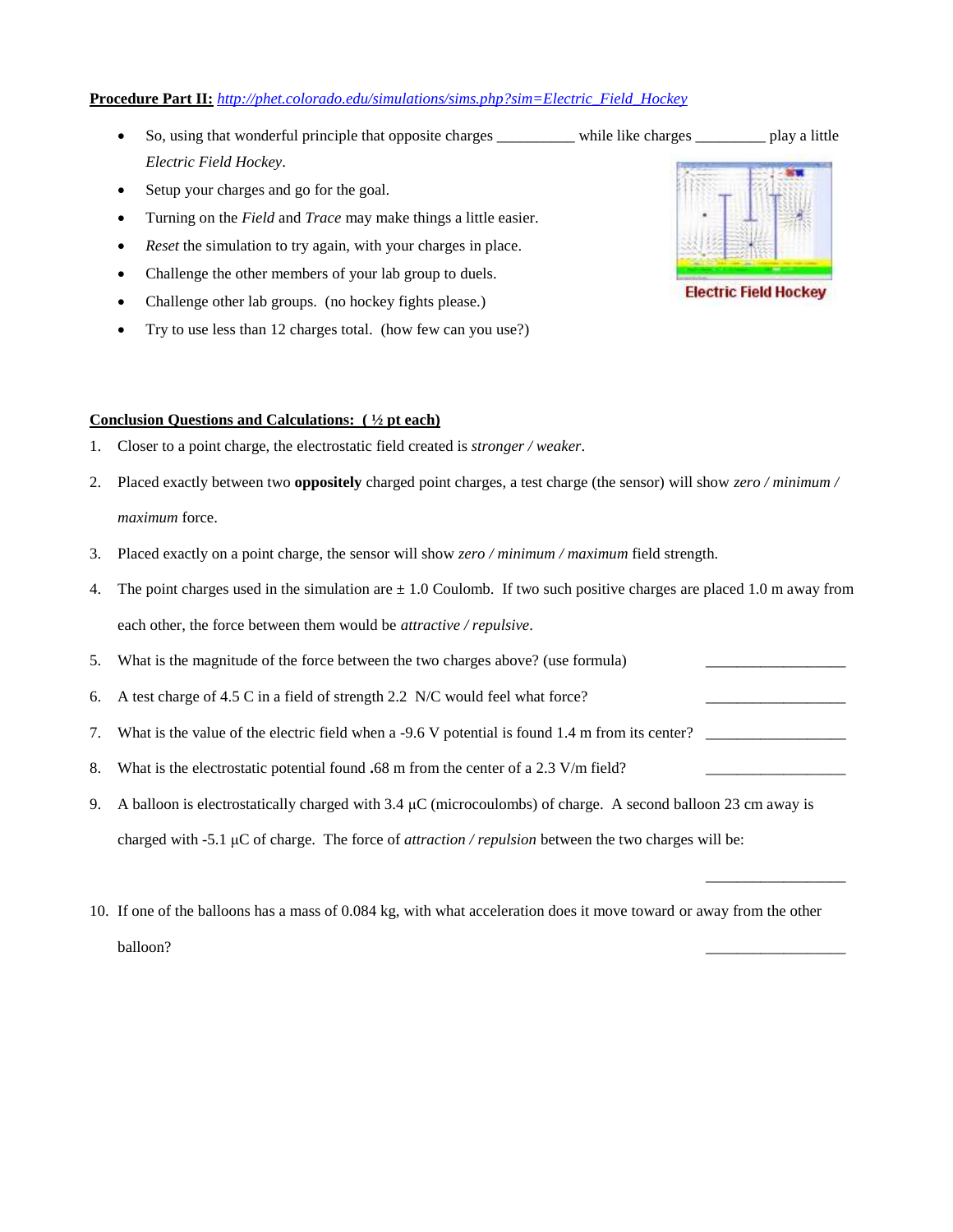**Procedure Part II:** [http://phet.colorado.edu/simulations/sims.php?sim=Electric_Field_Hockey](http://phet.colorado.edu/simulations/sims.php?sim=Electric_Field_Hockey)

- So, using that wonderful principle that opposite charges __________ while like charges _________ play a little *Electric Field Hockey*.
- Setup your charges and go for the goal.
- Turning on the *Field* and *Trace* may make things a little easier.
- *Reset* the simulation to try again, with your charges in place.
- Challenge the other members of your lab group to duels.
- Challenge other lab groups. (no hockey fights please.)
- Try to use less than 12 charges total. (how few can you use?)

Electric Field Hockey

**Conclusion Questions and Calculations: ( ½ pt each)**

1. Closer to a point charge, the electrostatic field created is *stronger / weaker*.
2. Placed exactly between two **oppositely** charged point charges, a test charge (the sensor) will show *zero / minimum / maximum* force.
3. Placed exactly on a point charge, the sensor will show *zero / minimum / maximum* field strength.
4. The point charges used in the simulation are ± 1.0 Coulomb. If two such positive charges are placed 1.0 m away from each other, the force between them would be *attractive / repulsive*.
5. What is the magnitude of the force between the two charges above? (use formula) __________________
6. A test charge of 4.5 C in a field of strength 2.2 N/C would feel what force? __________________
7. What is the value of the electric field when a -9.6 V potential is found 1.4 m from its center? __________________
8. What is the electrostatic potential found .68 m from the center of a 2.3 V/m field? __________________
9. A balloon is electrostatically charged with 3.4 µC (microcoulombs) of charge. A second balloon 23 cm away is charged with -5.1 µC of charge. The force of *attraction / repulsion* between the two charges will be:

   __________________
10. If one of the balloons has a mass of 0.084 kg, with what acceleration does it move toward or away from the other balloon? __________________